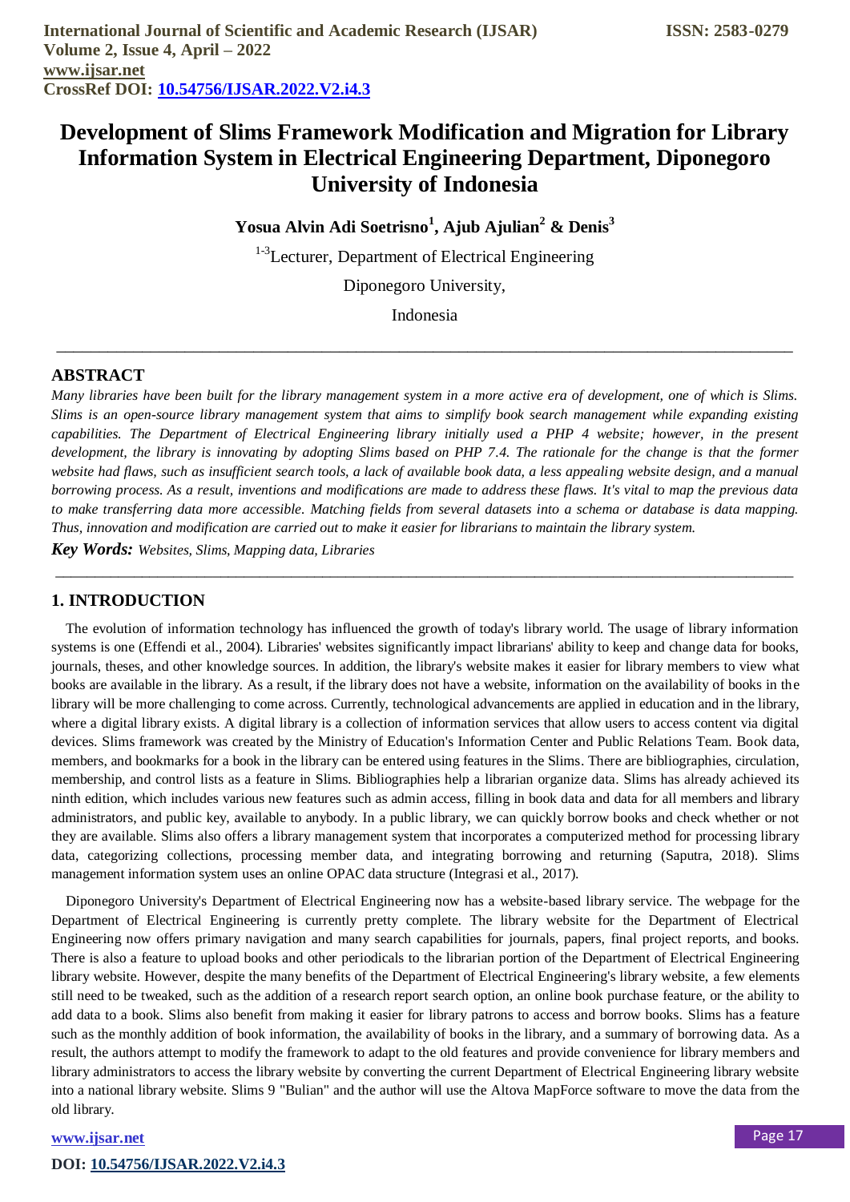# Development of Slims Framework Modification and Migration for Library Information System in Electrical Engineering Department, Diponegoro University of Indonesia

**Yosua Alvin Adi Soetrisno[1], Ajub Ajulian[2] & Denis[3]**

[1-3]Lecturer, Department of Electrical Engineering

Diponegoro University,

Indonesia

---

## ABSTRACT

*Many libraries have been built for the library management system in a more active era of development, one of which is Slims. Slims is an open-source library management system that aims to simplify book search management while expanding existing capabilities. The Department of Electrical Engineering library initially used a PHP 4 website; however, in the present development, the library is innovating by adopting Slims based on PHP 7.4. The rationale for the change is that the former website had flaws, such as insufficient search tools, a lack of available book data, a less appealing website design, and a manual borrowing process. As a result, inventions and modifications are made to address these flaws. It's vital to map the previous data to make transferring data more accessible. Matching fields from several datasets into a schema or database is data mapping. Thus, innovation and modification are carried out to make it easier for librarians to maintain the library system.*

***Key Words:*** *Websites, Slims, Mapping data, Libraries*

---

## 1. INTRODUCTION

The evolution of information technology has influenced the growth of today's library world. The usage of library information systems is one (Effendi et al., 2004). Libraries' websites significantly impact librarians' ability to keep and change data for books, journals, theses, and other knowledge sources. In addition, the library's website makes it easier for library members to view what books are available in the library. As a result, if the library does not have a website, information on the availability of books in the library will be more challenging to come across. Currently, technological advancements are applied in education and in the library, where a digital library exists. A digital library is a collection of information services that allow users to access content via digital devices. Slims framework was created by the Ministry of Education's Information Center and Public Relations Team. Book data, members, and bookmarks for a book in the library can be entered using features in the Slims. There are bibliographies, circulation, membership, and control lists as a feature in Slims. Bibliographies help a librarian organize data. Slims has already achieved its ninth edition, which includes various new features such as admin access, filling in book data and data for all members and library administrators, and public key, available to anybody. In a public library, we can quickly borrow books and check whether or not they are available. Slims also offers a library management system that incorporates a computerized method for processing library data, categorizing collections, processing member data, and integrating borrowing and returning (Saputra, 2018). Slims management information system uses an online OPAC data structure (Integrasi et al., 2017).

Diponegoro University's Department of Electrical Engineering now has a website-based library service. The webpage for the Department of Electrical Engineering is currently pretty complete. The library website for the Department of Electrical Engineering now offers primary navigation and many search capabilities for journals, papers, final project reports, and books. There is also a feature to upload books and other periodicals to the librarian portion of the Department of Electrical Engineering library website. However, despite the many benefits of the Department of Electrical Engineering's library website, a few elements still need to be tweaked, such as the addition of a research report search option, an online book purchase feature, or the ability to add data to a book. Slims also benefit from making it easier for library patrons to access and borrow books. Slims has a feature such as the monthly addition of book information, the availability of books in the library, and a summary of borrowing data. As a result, the authors attempt to modify the framework to adapt to the old features and provide convenience for library members and library administrators to access the library website by converting the current Department of Electrical Engineering library website into a national library website. Slims 9 "Bulian" and the author will use the Altova MapForce software to move the data from the old library.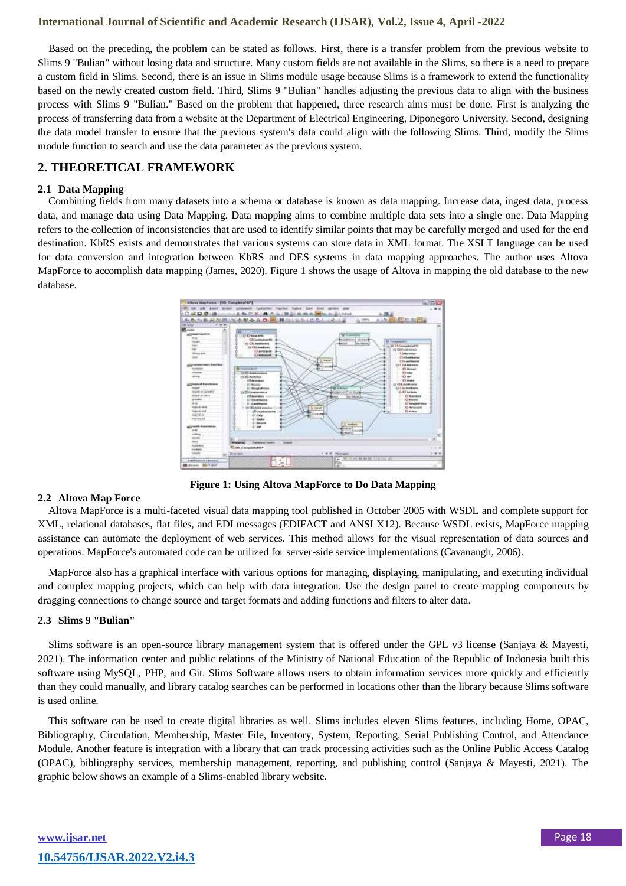Based on the preceding, the problem can be stated as follows. First, there is a transfer problem from the previous website to Slims 9 "Bulian" without losing data and structure. Many custom fields are not available in the Slims, so there is a need to prepare a custom field in Slims. Second, there is an issue in Slims module usage because Slims is a framework to extend the functionality based on the newly created custom field. Third, Slims 9 "Bulian" handles adjusting the previous data to align with the business process with Slims 9 "Bulian." Based on the problem that happened, three research aims must be done. First is analyzing the process of transferring data from a website at the Department of Electrical Engineering, Diponegoro University. Second, designing the data model transfer to ensure that the previous system's data could align with the following Slims. Third, modify the Slims module function to search and use the data parameter as the previous system.

## 2. THEORETICAL FRAMEWORK

### 2.1 Data Mapping

Combining fields from many datasets into a schema or database is known as data mapping. Increase data, ingest data, process data, and manage data using Data Mapping. Data mapping aims to combine multiple data sets into a single one. Data Mapping refers to the collection of inconsistencies that are used to identify similar points that may be carefully merged and used for the end destination. KbRS exists and demonstrates that various systems can store data in XML format. The XSLT language can be used for data conversion and integration between KbRS and DES systems in data mapping approaches. The author uses Altova MapForce to accomplish data mapping (James, 2020). Figure 1 shows the usage of Altova in mapping the old database to the new database.

**Figure 1: Using Altova MapForce to Do Data Mapping**

### 2.2 Altova Map Force

Altova MapForce is a multi-faceted visual data mapping tool published in October 2005 with WSDL and complete support for XML, relational databases, flat files, and EDI messages (EDIFACT and ANSI X12). Because WSDL exists, MapForce mapping assistance can automate the deployment of web services. This method allows for the visual representation of data sources and operations. MapForce's automated code can be utilized for server-side service implementations (Cavanaugh, 2006).

MapForce also has a graphical interface with various options for managing, displaying, manipulating, and executing individual and complex mapping projects, which can help with data integration. Use the design panel to create mapping components by dragging connections to change source and target formats and adding functions and filters to alter data.

### 2.3 Slims 9 "Bulian"

Slims software is an open-source library management system that is offered under the GPL v3 license (Sanjaya & Mayesti, 2021). The information center and public relations of the Ministry of National Education of the Republic of Indonesia built this software using MySQL, PHP, and Git. Slims Software allows users to obtain information services more quickly and efficiently than they could manually, and library catalog searches can be performed in locations other than the library because Slims software is used online.

This software can be used to create digital libraries as well. Slims includes eleven Slims features, including Home, OPAC, Bibliography, Circulation, Membership, Master File, Inventory, System, Reporting, Serial Publishing Control, and Attendance Module. Another feature is integration with a library that can track processing activities such as the Online Public Access Catalog (OPAC), bibliography services, membership management, reporting, and publishing control (Sanjaya & Mayesti, 2021). The graphic below shows an example of a Slims-enabled library website.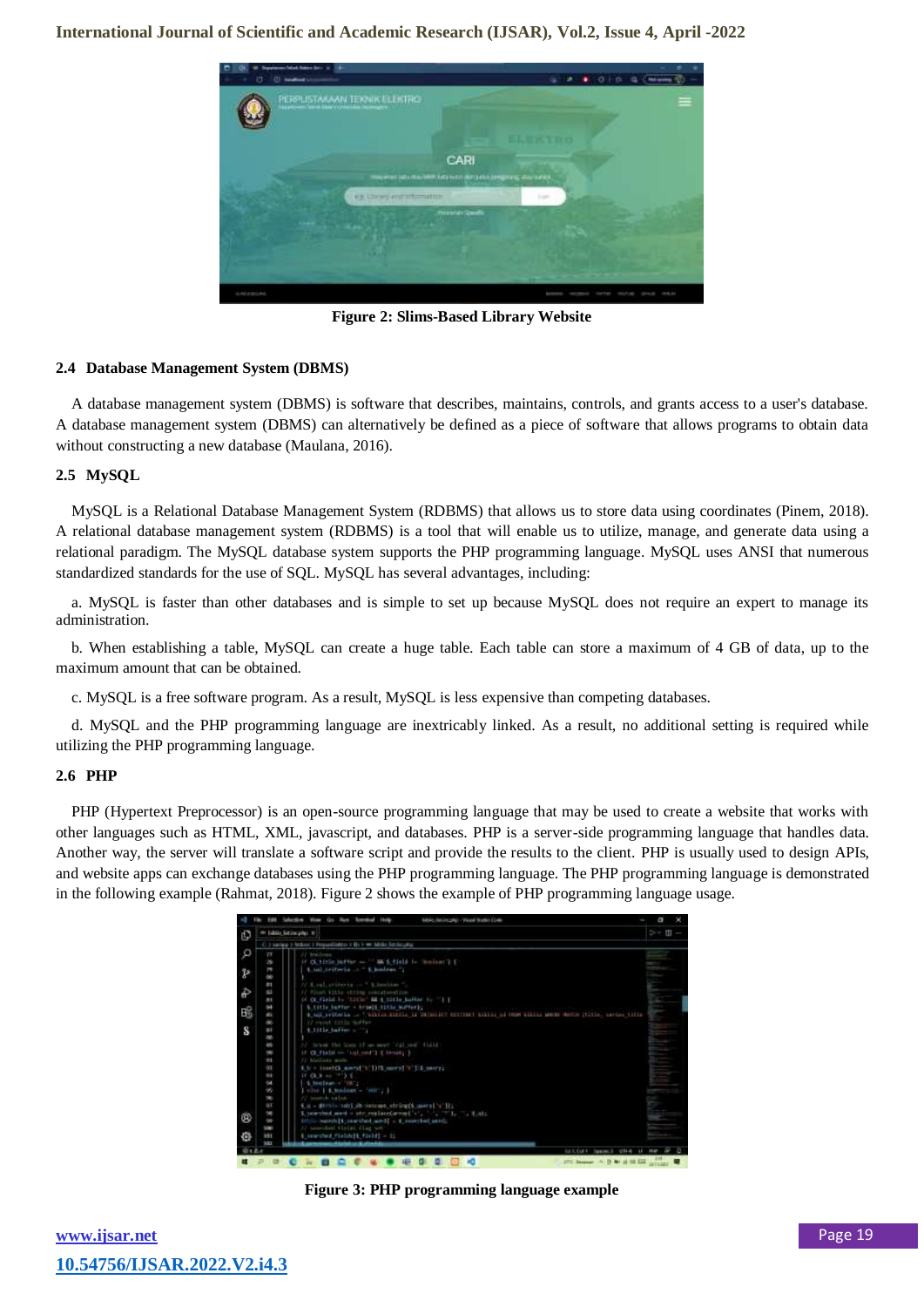Figure 2: Slims-Based Library Website

### 2.4 Database Management System (DBMS)

A database management system (DBMS) is software that describes, maintains, controls, and grants access to a user's database. A database management system (DBMS) can alternatively be defined as a piece of software that allows programs to obtain data without constructing a new database (Maulana, 2016).

### 2.5 MySQL

MySQL is a Relational Database Management System (RDBMS) that allows us to store data using coordinates (Pinem, 2018). A relational database management system (RDBMS) is a tool that will enable us to utilize, manage, and generate data using a relational paradigm. The MySQL database system supports the PHP programming language. MySQL uses ANSI that numerous standardized standards for the use of SQL. MySQL has several advantages, including:

a. MySQL is faster than other databases and is simple to set up because MySQL does not require an expert to manage its administration.

b. When establishing a table, MySQL can create a huge table. Each table can store a maximum of 4 GB of data, up to the maximum amount that can be obtained.

c. MySQL is a free software program. As a result, MySQL is less expensive than competing databases.

d. MySQL and the PHP programming language are inextricably linked. As a result, no additional setting is required while utilizing the PHP programming language.

### 2.6 PHP

PHP (Hypertext Preprocessor) is an open-source programming language that may be used to create a website that works with other languages such as HTML, XML, javascript, and databases. PHP is a server-side programming language that handles data. Another way, the server will translate a software script and provide the results to the client. PHP is usually used to design APIs, and website apps can exchange databases using the PHP programming language. The PHP programming language is demonstrated in the following example (Rahmat, 2018). Figure 2 shows the example of PHP programming language usage.

Figure 3: PHP programming language example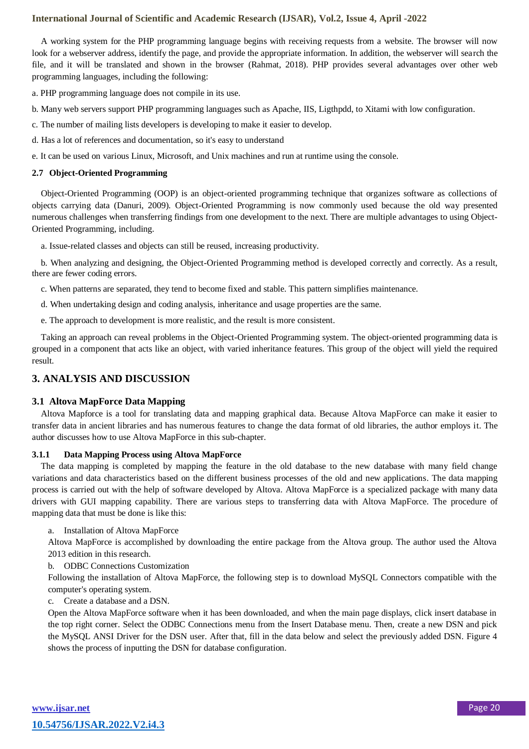A working system for the PHP programming language begins with receiving requests from a website. The browser will now look for a webserver address, identify the page, and provide the appropriate information. In addition, the webserver will search the file, and it will be translated and shown in the browser (Rahmat, 2018). PHP provides several advantages over other web programming languages, including the following:

a. PHP programming language does not compile in its use.

b. Many web servers support PHP programming languages such as Apache, IIS, Ligthpdd, to Xitami with low configuration.

c. The number of mailing lists developers is developing to make it easier to develop.

d. Has a lot of references and documentation, so it's easy to understand

e. It can be used on various Linux, Microsoft, and Unix machines and run at runtime using the console.

### 2.7 Object-Oriented Programming

Object-Oriented Programming (OOP) is an object-oriented programming technique that organizes software as collections of objects carrying data (Danuri, 2009). Object-Oriented Programming is now commonly used because the old way presented numerous challenges when transferring findings from one development to the next. There are multiple advantages to using Object-Oriented Programming, including.

a. Issue-related classes and objects can still be reused, increasing productivity.

b. When analyzing and designing, the Object-Oriented Programming method is developed correctly and correctly. As a result, there are fewer coding errors.

c. When patterns are separated, they tend to become fixed and stable. This pattern simplifies maintenance.

d. When undertaking design and coding analysis, inheritance and usage properties are the same.

e. The approach to development is more realistic, and the result is more consistent.

Taking an approach can reveal problems in the Object-Oriented Programming system. The object-oriented programming data is grouped in a component that acts like an object, with varied inheritance features. This group of the object will yield the required result.

## 3. ANALYSIS AND DISCUSSION

### 3.1 Altova MapForce Data Mapping

Altova Mapforce is a tool for translating data and mapping graphical data. Because Altova MapForce can make it easier to transfer data in ancient libraries and has numerous features to change the data format of old libraries, the author employs it. The author discusses how to use Altova MapForce in this sub-chapter.

#### 3.1.1 Data Mapping Process using Altova MapForce

The data mapping is completed by mapping the feature in the old database to the new database with many field change variations and data characteristics based on the different business processes of the old and new applications. The data mapping process is carried out with the help of software developed by Altova. Altova MapForce is a specialized package with many data drivers with GUI mapping capability. There are various steps to transferring data with Altova MapForce. The procedure of mapping data that must be done is like this:

a. Installation of Altova MapForce

Altova MapForce is accomplished by downloading the entire package from the Altova group. The author used the Altova 2013 edition in this research.

b. ODBC Connections Customization

Following the installation of Altova MapForce, the following step is to download MySQL Connectors compatible with the computer's operating system.

c. Create a database and a DSN.

Open the Altova MapForce software when it has been downloaded, and when the main page displays, click insert database in the top right corner. Select the ODBC Connections menu from the Insert Database menu. Then, create a new DSN and pick the MySQL ANSI Driver for the DSN user. After that, fill in the data below and select the previously added DSN. Figure 4 shows the process of inputting the DSN for database configuration.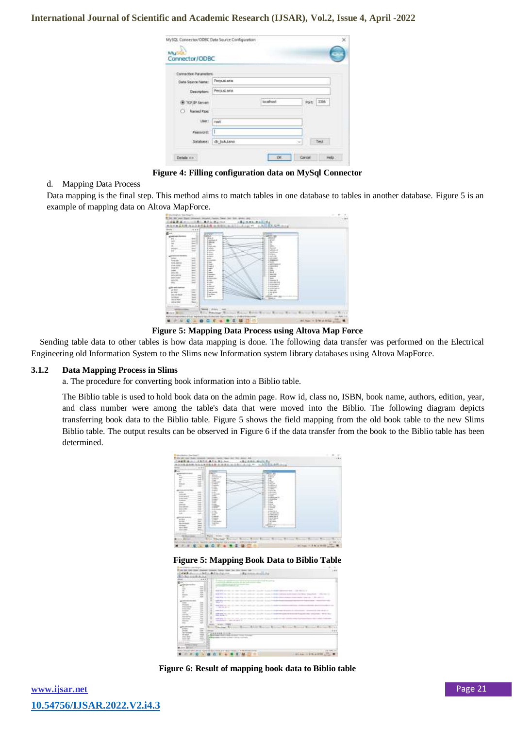Figure 4: Filling configuration data on MySql Connector

d. Mapping Data Process

Data mapping is the final step. This method aims to match tables in one database to tables in another database. Figure 5 is an example of mapping data on Altova MapForce.

Figure 5: Mapping Data Process using Altova Map Force

Sending table data to other tables is how data mapping is done. The following data transfer was performed on the Electrical Engineering old Information System to the Slims new Information system library databases using Altova MapForce.

### 3.1.2 Data Mapping Process in Slims

a. The procedure for converting book information into a Biblio table.

The Biblio table is used to hold book data on the admin page. Row id, class no, ISBN, book name, authors, edition, year, and class number were among the table's data that were moved into the Biblio. The following diagram depicts transferring book data to the Biblio table. Figure 5 shows the field mapping from the old book table to the new Slims Biblio table. The output results can be observed in Figure 6 if the data transfer from the book to the Biblio table has been determined.

Figure 5: Mapping Book Data to Biblio Table

Figure 6: Result of mapping book data to Biblio table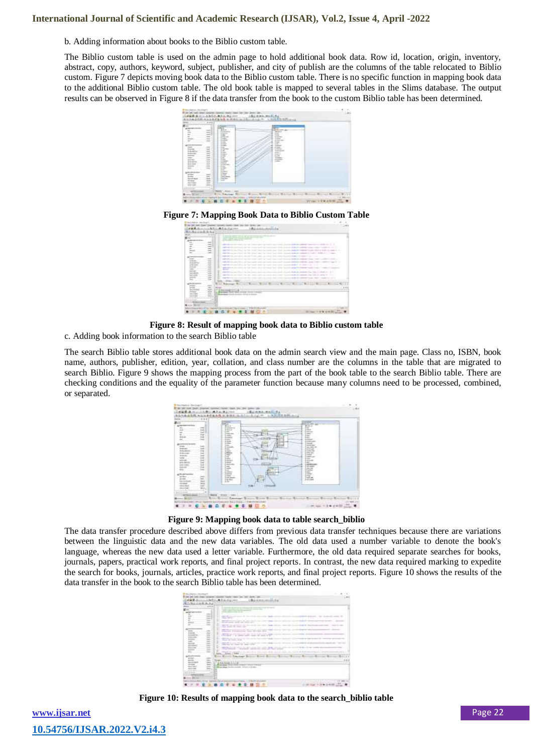b. Adding information about books to the Biblio custom table.

The Biblio custom table is used on the admin page to hold additional book data. Row id, location, origin, inventory, abstract, copy, authors, keyword, subject, publisher, and city of publish are the columns of the table relocated to Biblio custom. Figure 7 depicts moving book data to the Biblio custom table. There is no specific function in mapping book data to the additional Biblio custom table. The old book table is mapped to several tables in the Slims database. The output results can be observed in Figure 8 if the data transfer from the book to the custom Biblio table has been determined.

**Figure 7: Mapping Book Data to Biblio Custom Table**

**Figure 8: Result of mapping book data to Biblio custom table**

c. Adding book information to the search Biblio table

The search Biblio table stores additional book data on the admin search view and the main page. Class no, ISBN, book name, authors, publisher, edition, year, collation, and class number are the columns in the table that are migrated to search Biblio. Figure 9 shows the mapping process from the part of the book table to the search Biblio table. There are checking conditions and the equality of the parameter function because many columns need to be processed, combined, or separated.

**Figure 9: Mapping book data to table search_biblio**

The data transfer procedure described above differs from previous data transfer techniques because there are variations between the linguistic data and the new data variables. The old data used a number variable to denote the book's language, whereas the new data used a letter variable. Furthermore, the old data required separate searches for books, journals, papers, practical work reports, and final project reports. In contrast, the new data required marking to expedite the search for books, journals, articles, practice work reports, and final project reports. Figure 10 shows the results of the data transfer in the book to the search Biblio table has been determined.

**Figure 10: Results of mapping book data to the search_biblio table**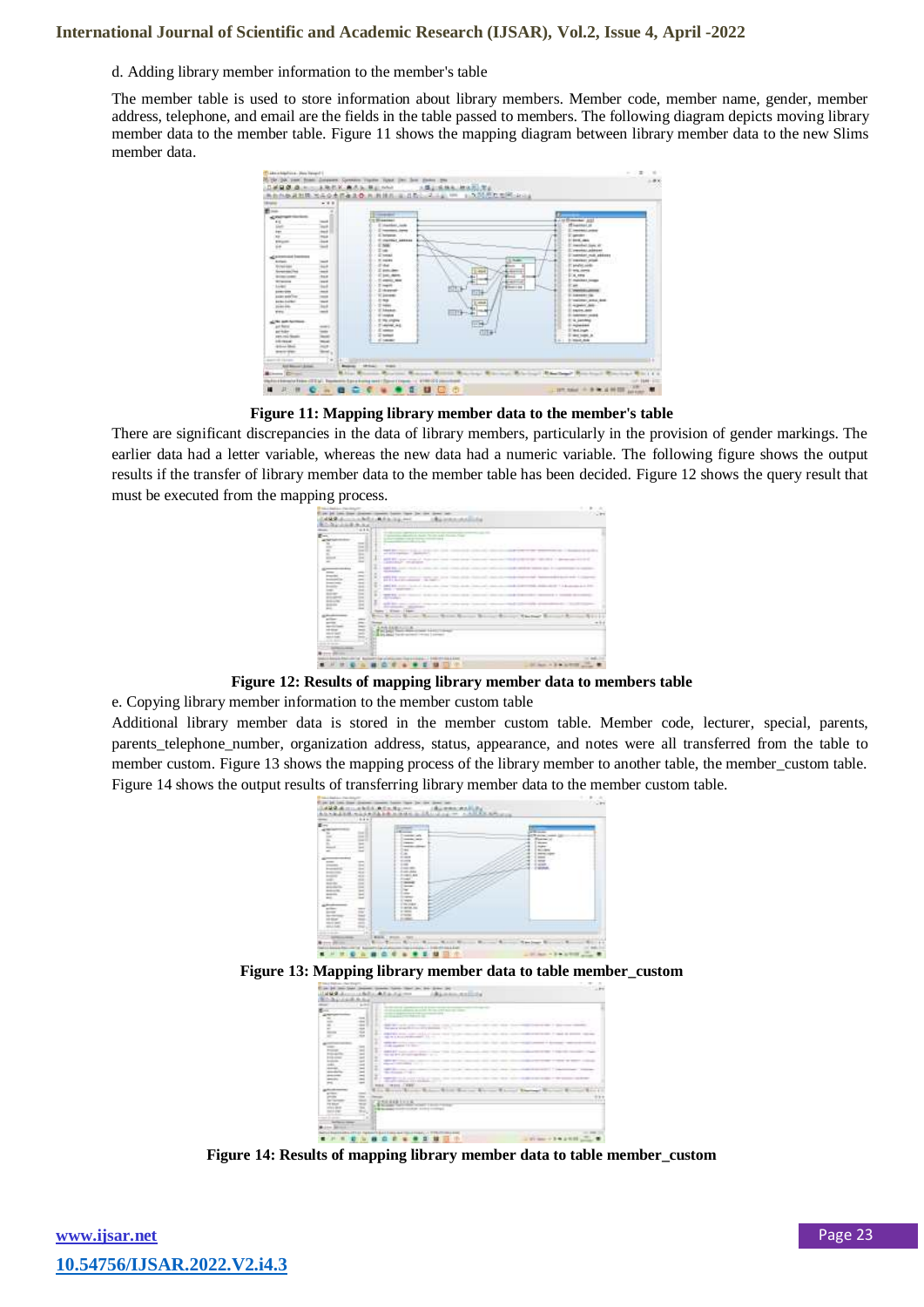d. Adding library member information to the member's table

The member table is used to store information about library members. Member code, member name, gender, member address, telephone, and email are the fields in the table passed to members. The following diagram depicts moving library member data to the member table. Figure 11 shows the mapping diagram between library member data to the new Slims member data.

**Figure 11: Mapping library member data to the member's table**

There are significant discrepancies in the data of library members, particularly in the provision of gender markings. The earlier data had a letter variable, whereas the new data had a numeric variable. The following figure shows the output results if the transfer of library member data to the member table has been decided. Figure 12 shows the query result that must be executed from the mapping process.

**Figure 12: Results of mapping library member data to members table**

e. Copying library member information to the member custom table

Additional library member data is stored in the member custom table. Member code, lecturer, special, parents, parents_telephone_number, organization address, status, appearance, and notes were all transferred from the table to member custom. Figure 13 shows the mapping process of the library member to another table, the member_custom table. Figure 14 shows the output results of transferring library member data to the member custom table.

**Figure 13: Mapping library member data to table member_custom**

**Figure 14: Results of mapping library member data to table member_custom**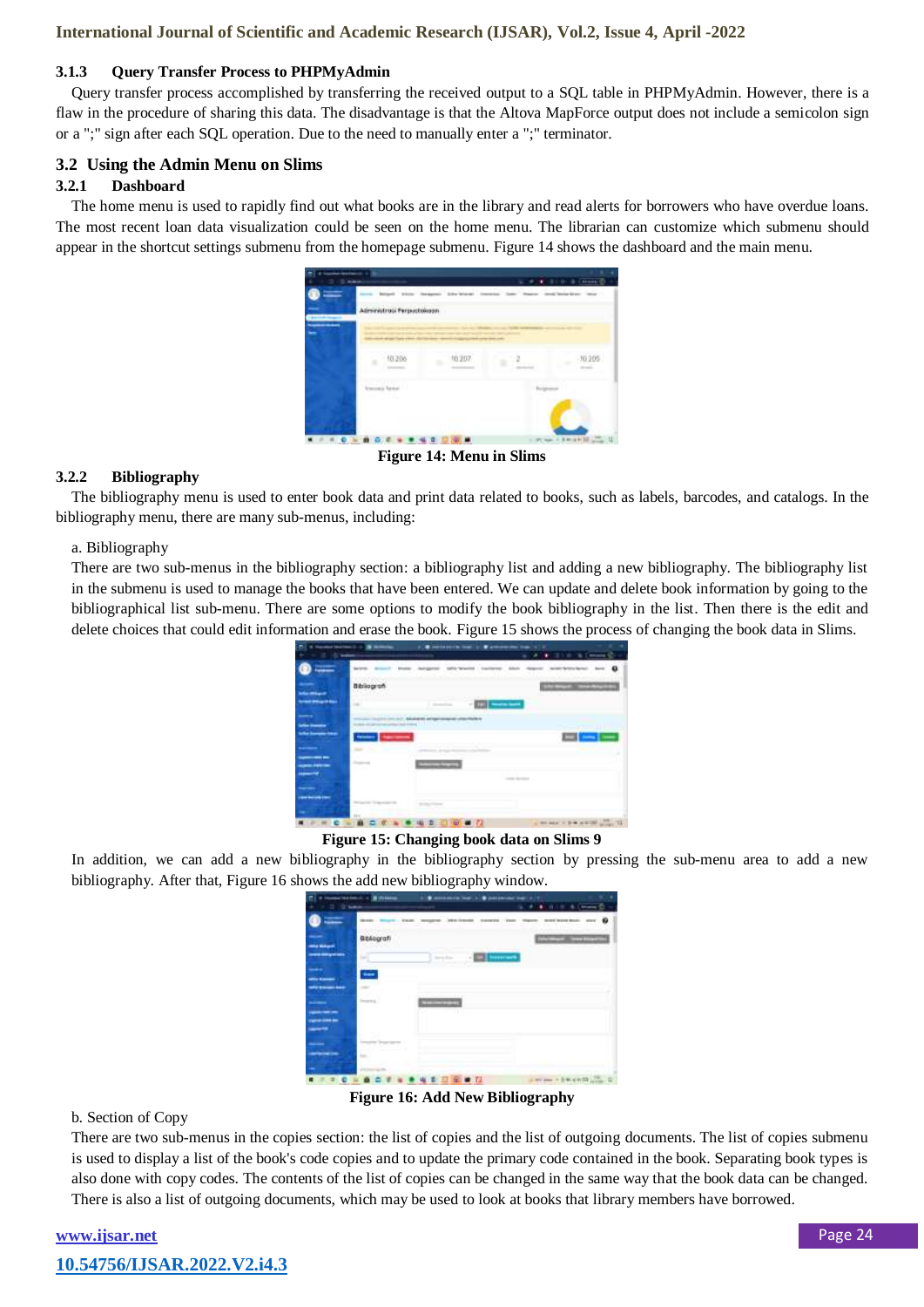#### 3.1.3 Query Transfer Process to PHPMyAdmin

Query transfer process accomplished by transferring the received output to a SQL table in PHPMyAdmin. However, there is a flaw in the procedure of sharing this data. The disadvantage is that the Altova MapForce output does not include a semicolon sign or a ";" sign after each SQL operation. Due to the need to manually enter a ";" terminator.

### 3.2 Using the Admin Menu on Slims

#### 3.2.1 Dashboard

The home menu is used to rapidly find out what books are in the library and read alerts for borrowers who have overdue loans. The most recent loan data visualization could be seen on the home menu. The librarian can customize which submenu should appear in the shortcut settings submenu from the homepage submenu. Figure 14 shows the dashboard and the main menu.

**Figure 14: Menu in Slims**

#### 3.2.2 Bibliography

The bibliography menu is used to enter book data and print data related to books, such as labels, barcodes, and catalogs. In the bibliography menu, there are many sub-menus, including:

a. Bibliography

There are two sub-menus in the bibliography section: a bibliography list and adding a new bibliography. The bibliography list in the submenu is used to manage the books that have been entered. We can update and delete book information by going to the bibliographical list sub-menu. There are some options to modify the book bibliography in the list. Then there is the edit and delete choices that could edit information and erase the book. Figure 15 shows the process of changing the book data in Slims.

**Figure 15: Changing book data on Slims 9**

In addition, we can add a new bibliography in the bibliography section by pressing the sub-menu area to add a new bibliography. After that, Figure 16 shows the add new bibliography window.

**Figure 16: Add New Bibliography**

b. Section of Copy

There are two sub-menus in the copies section: the list of copies and the list of outgoing documents. The list of copies submenu is used to display a list of the book's code copies and to update the primary code contained in the book. Separating book types is also done with copy codes. The contents of the list of copies can be changed in the same way that the book data can be changed. There is also a list of outgoing documents, which may be used to look at books that library members have borrowed.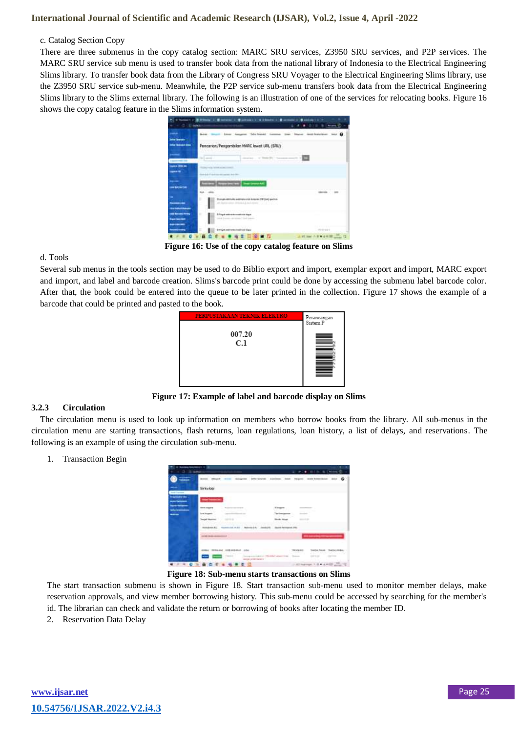c. Catalog Section Copy

There are three submenus in the copy catalog section: MARC SRU services, Z3950 SRU services, and P2P services. The MARC SRU service sub menu is used to transfer book data from the national library of Indonesia to the Electrical Engineering Slims library. To transfer book data from the Library of Congress SRU Voyager to the Electrical Engineering Slims library, use the Z3950 SRU service sub-menu. Meanwhile, the P2P service sub-menu transfers book data from the Electrical Engineering Slims library to the Slims external library. The following is an illustration of one of the services for relocating books. Figure 16 shows the copy catalog feature in the Slims information system.

**Figure 16: Use of the copy catalog feature on Slims**

d. Tools

Several sub menus in the tools section may be used to do Biblio export and import, exemplar export and import, MARC export and import, and label and barcode creation. Slims's barcode print could be done by accessing the submenu label barcode color. After that, the book could be entered into the queue to be later printed in the collection. Figure 17 shows the example of a barcode that could be printed and pasted to the book.

**Figure 17: Example of label and barcode display on Slims**

### 3.2.3 Circulation

The circulation menu is used to look up information on members who borrow books from the library. All sub-menus in the circulation menu are starting transactions, flash returns, loan regulations, loan history, a list of delays, and reservations. The following is an example of using the circulation sub-menu.

1. Transaction Begin

**Figure 18: Sub-menu starts transactions on Slims**

The start transaction submenu is shown in Figure 18. Start transaction sub-menu used to monitor member delays, make reservation approvals, and view member borrowing history. This sub-menu could be accessed by searching for the member's id. The librarian can check and validate the return or borrowing of books after locating the member ID.

2. Reservation Data Delay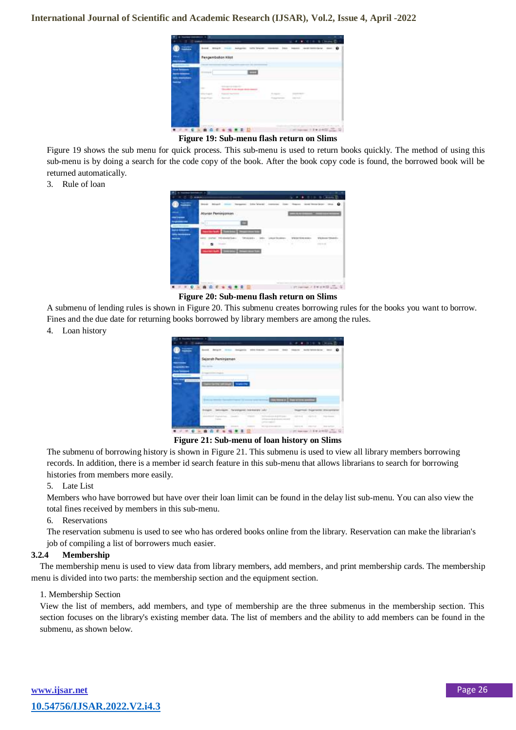Figure 19: Sub-menu flash return on Slims

Figure 19 shows the sub menu for quick process. This sub-menu is used to return books quickly. The method of using this sub-menu is by doing a search for the code copy of the book. After the book copy code is found, the borrowed book will be returned automatically.

3. Rule of loan

Figure 20: Sub-menu flash return on Slims

A submenu of lending rules is shown in Figure 20. This submenu creates borrowing rules for the books you want to borrow. Fines and the due date for returning books borrowed by library members are among the rules.

4. Loan history

Figure 21: Sub-menu of loan history on Slims

The submenu of borrowing history is shown in Figure 21. This submenu is used to view all library members borrowing records. In addition, there is a member id search feature in this sub-menu that allows librarians to search for borrowing histories from members more easily.

5. Late List

Members who have borrowed but have over their loan limit can be found in the delay list sub-menu. You can also view the total fines received by members in this sub-menu.

6. Reservations

The reservation submenu is used to see who has ordered books online from the library. Reservation can make the librarian's job of compiling a list of borrowers much easier.

### 3.2.4 Membership

The membership menu is used to view data from library members, add members, and print membership cards. The membership menu is divided into two parts: the membership section and the equipment section.

1. Membership Section

View the list of members, add members, and type of membership are the three submenus in the membership section. This section focuses on the library's existing member data. The list of members and the ability to add members can be found in the submenu, as shown below.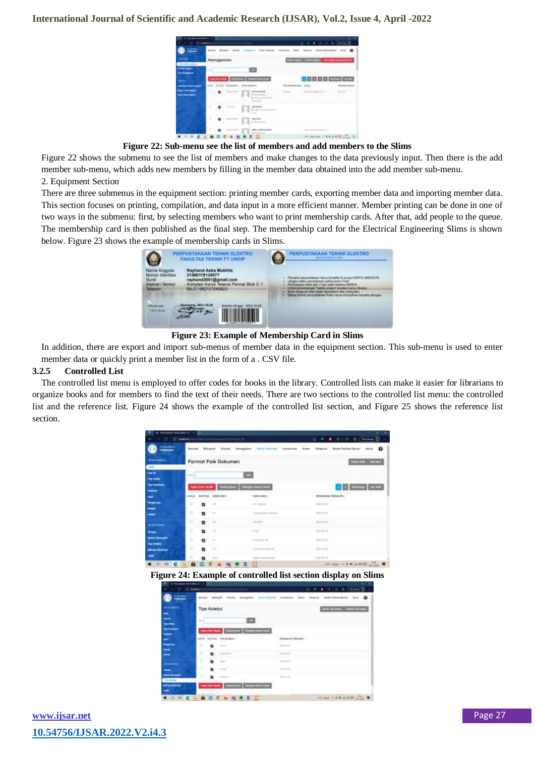**Figure 22: Sub-menu see the list of members and add members to the Slims**

Figure 22 shows the submenu to see the list of members and make changes to the data previously input. Then there is the add member sub-menu, which adds new members by filling in the member data obtained into the add member sub-menu.

2. Equipment Section

There are three submenus in the equipment section: printing member cards, exporting member data and importing member data. This section focuses on printing, compilation, and data input in a more efficient manner. Member printing can be done in one of two ways in the submenu: first, by selecting members who want to print membership cards. After that, add people to the queue. The membership card is then published as the final step. The membership card for the Electrical Engineering Slims is shown below. Figure 23 shows the example of membership cards in Slims.

**Figure 23: Example of Membership Card in Slims**

In addition, there are export and import sub-menus of member data in the equipment section. This sub-menu is used to enter member data or quickly print a member list in the form of a . CSV file.

### 3.2.5 Controlled List

The controlled list menu is employed to offer codes for books in the library. Controlled lists can make it easier for librarians to organize books and for members to find the text of their needs. There are two sections to the controlled list menu: the controlled list and the reference list. Figure 24 shows the example of the controlled list section, and Figure 25 shows the reference list section.

**Figure 24: Example of controlled list section display on Slims**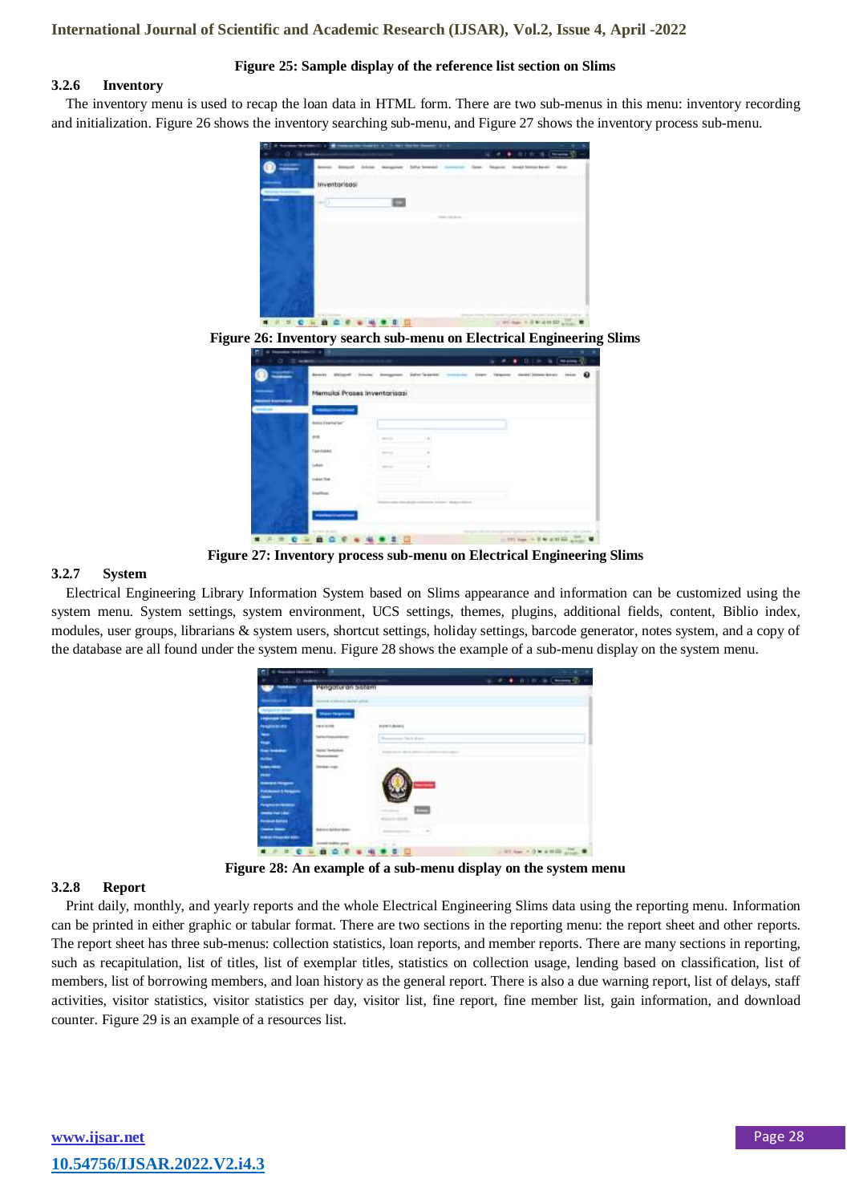Figure 25: Sample display of the reference list section on Slims

### 3.2.6 Inventory

The inventory menu is used to recap the loan data in HTML form. There are two sub-menus in this menu: inventory recording and initialization. Figure 26 shows the inventory searching sub-menu, and Figure 27 shows the inventory process sub-menu.

Figure 26: Inventory search sub-menu on Electrical Engineering Slims

Figure 27: Inventory process sub-menu on Electrical Engineering Slims

### 3.2.7 System

Electrical Engineering Library Information System based on Slims appearance and information can be customized using the system menu. System settings, system environment, UCS settings, themes, plugins, additional fields, content, Biblio index, modules, user groups, librarians & system users, shortcut settings, holiday settings, barcode generator, notes system, and a copy of the database are all found under the system menu. Figure 28 shows the example of a sub-menu display on the system menu.

Figure 28: An example of a sub-menu display on the system menu

### 3.2.8 Report

Print daily, monthly, and yearly reports and the whole Electrical Engineering Slims data using the reporting menu. Information can be printed in either graphic or tabular format. There are two sections in the reporting menu: the report sheet and other reports. The report sheet has three sub-menus: collection statistics, loan reports, and member reports. There are many sections in reporting, such as recapitulation, list of titles, list of exemplar titles, statistics on collection usage, lending based on classification, list of members, list of borrowing members, and loan history as the general report. There is also a due warning report, list of delays, staff activities, visitor statistics, visitor statistics per day, visitor list, fine report, fine member list, gain information, and download counter. Figure 29 is an example of a resources list.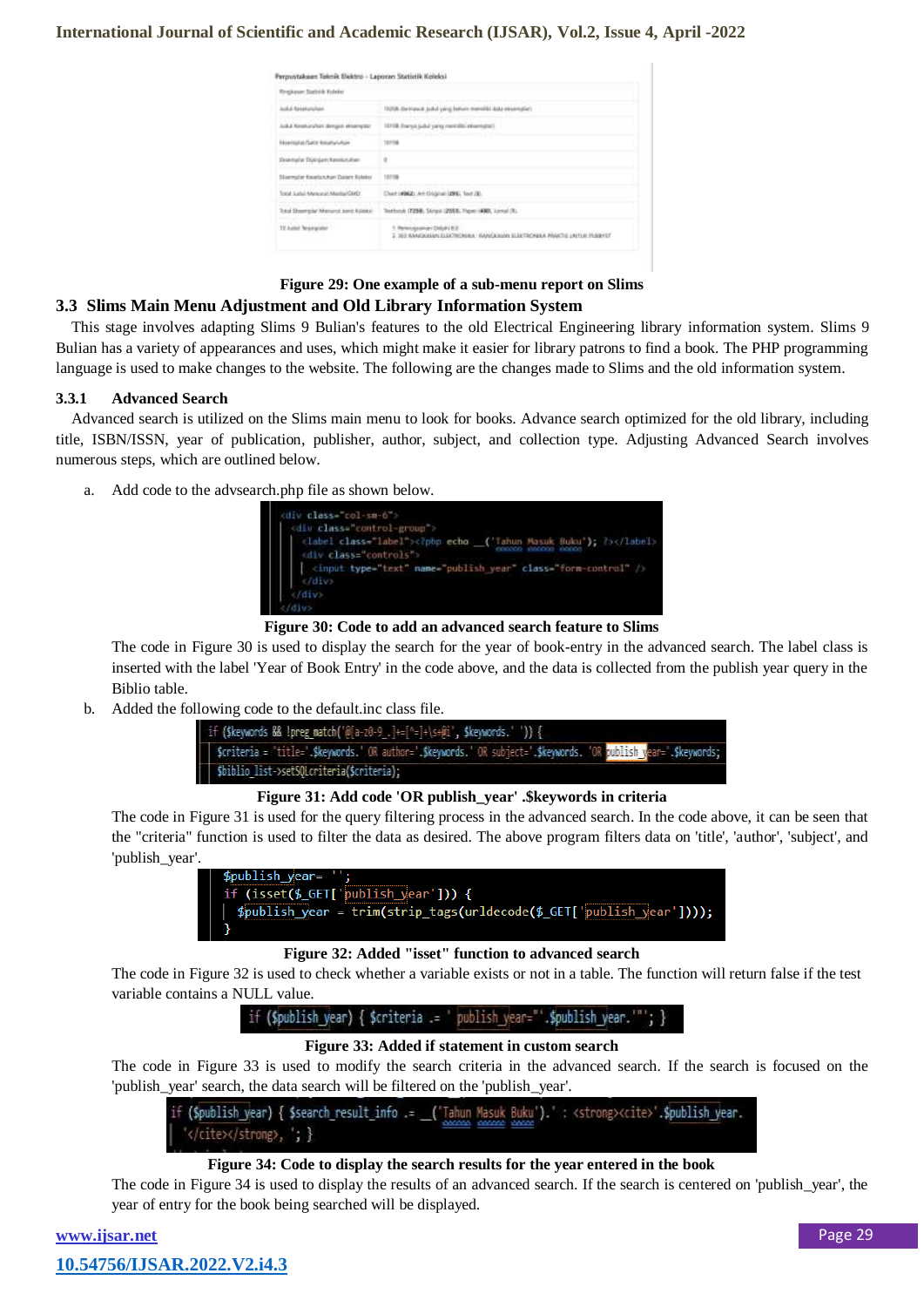| Perpustakaan Teknik Elektro - Laporan Statistik Koleksi | |
|---|---|
| Ringkasan Statistik Koleksi | |
| Judul Keseluruhan | 10206 (termasuk judul yang belum memiliki data eksemplar) |
| Judul Keseluruhan dengan eksemplar | 10198 (hanya judul yang memiliki eksemplar) |
| Eksemplar/Salin Keseluruhan | 10198 |
| Eksemplar Dipinjam Keseluruhan | 0 |
| Eksemplar Keseluruhan Dalam Koleksi | 10198 |
| Total Judul Menurut Media/GMD | Chart (4962), Art Original (295), Text (9), |
| Total Eksemplar Menurut Jenis Koleksi | Textbook (7250), Skripsi (2553), Paper (490), Jurnal (9), |
| 10 Judul Terpopuler | 1. Pemrograman Delphi 6.0<br>2. 303 RANGKAIAN ELEKTRONIKA : RANGKAIAN ELEKTRONIKA PRAKTIS UNTUK PUBBYIST |

**Figure 29: One example of a sub-menu report on Slims**

### 3.3 Slims Main Menu Adjustment and Old Library Information System

This stage involves adapting Slims 9 Bulian's features to the old Electrical Engineering library information system. Slims 9 Bulian has a variety of appearances and uses, which might make it easier for library patrons to find a book. The PHP programming language is used to make changes to the website. The following are the changes made to Slims and the old information system.

#### 3.3.1 Advanced Search

Advanced search is utilized on the Slims main menu to look for books. Advance search optimized for the old library, including title, ISBN/ISSN, year of publication, publisher, author, subject, and collection type. Adjusting Advanced Search involves numerous steps, which are outlined below.

a. Add code to the advsearch.php file as shown below.

```
<div class="col-sm-6">
  <div class="control-group">
    <label class="label"><?php echo __('Tahun Masuk Buku'); ?></label>
    <div class="controls">
      <input type="text" name="publish_year" class="form-control" />
    </div>
  </div>
</div>
```

**Figure 30: Code to add an advanced search feature to Slims**

The code in Figure 30 is used to display the search for the year of book-entry in the advanced search. The label class is inserted with the label 'Year of Book Entry' in the code above, and the data is collected from the publish year query in the Biblio table.

b. Added the following code to the default.inc class file.

```
if ($keywords && !preg_match('@[a-z0-9_.]+=[^=]+\s+@i', $keywords.' ')) {
  $criteria = 'title='.$keywords.' OR author='.$keywords.' OR subject='.$keywords. 'OR publish_year='.$keywords;
  $biblio_list->setSQLcriteria($criteria);
```

**Figure 31: Add code 'OR publish_year' .$keywords in criteria**

The code in Figure 31 is used for the query filtering process in the advanced search. In the code above, it can be seen that the "criteria" function is used to filter the data as desired. The above program filters data on 'title', 'author', 'subject', and 'publish_year'.

```
$publish_year= '';
if (isset($_GET['publish_year'])) {
  $publish_year = trim(strip_tags(urldecode($_GET['publish_year'])));
}
```

**Figure 32: Added "isset" function to advanced search**

The code in Figure 32 is used to check whether a variable exists or not in a table. The function will return false if the test variable contains a NULL value.

```
if ($publish_year) { $criteria .= ' publish_year="'.$publish_year.'"'; }
```

**Figure 33: Added if statement in custom search**

The code in Figure 33 is used to modify the search criteria in the advanced search. If the search is focused on the 'publish_year' search, the data search will be filtered on the 'publish_year'.

```
if ($publish_year) { $search_result_info .= __('Tahun Masuk Buku').' : <strong><cite>'.$publish_year.
  '</cite></strong>, '; }
```

**Figure 34: Code to display the search results for the year entered in the book**

The code in Figure 34 is used to display the results of an advanced search. If the search is centered on 'publish_year', the year of entry for the book being searched will be displayed.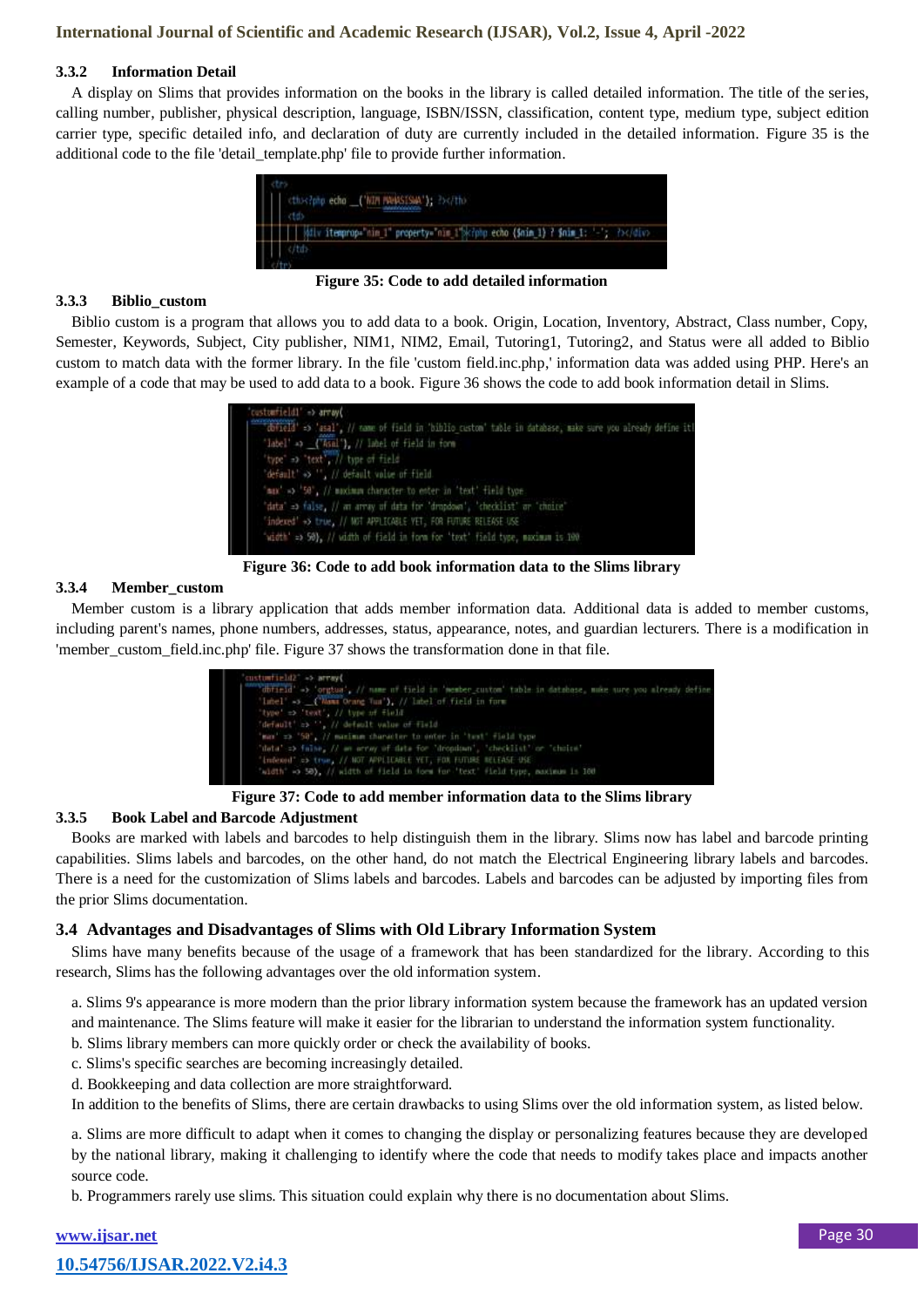### 3.3.2 Information Detail

A display on Slims that provides information on the books in the library is called detailed information. The title of the series, calling number, publisher, physical description, language, ISBN/ISSN, classification, content type, medium type, subject edition carrier type, specific detailed info, and declaration of duty are currently included in the detailed information. Figure 35 is the additional code to the file 'detail_template.php' file to provide further information.

```
<tr>
    <th><?php echo __('NIM MAHASISWA'); ?></th>
    <td>
        <div itemprop="nim_1" property="nim_1"><?php echo ($nim_1) ? $nim_1 : '-'; ?></div>
    </td>
</tr>
```

**Figure 35: Code to add detailed information**

### 3.3.3 Biblio_custom

Biblio custom is a program that allows you to add data to a book. Origin, Location, Inventory, Abstract, Class number, Copy, Semester, Keywords, Subject, City publisher, NIM1, NIM2, Email, Tutoring1, Tutoring2, and Status were all added to Biblio custom to match data with the former library. In the file 'custom field.inc.php,' information data was added using PHP. Here's an example of a code that may be used to add data to a book. Figure 36 shows the code to add book information detail in Slims.

```
'customfield1' => array(
    'dbfield' => 'asal', // name of field in 'biblio_custom' table in database, make sure you already define it!
    'label' => __('Asal'), // label of field in form
    'type' => 'text', // type of field
    'default' => '', // default value of field
    'max' => '50', // maximum character to enter in 'text' field type
    'data' => false, // an array of data for 'dropdown', 'checklist' or 'choice'
    'indexed' => true, // NOT APPLICABLE YET, FOR FUTURE RELEASE USE
    'width' => 50), // width of field in form for 'text' field type, maximum is 100
```

**Figure 36: Code to add book information data to the Slims library**

### 3.3.4 Member_custom

Member custom is a library application that adds member information data. Additional data is added to member customs, including parent's names, phone numbers, addresses, status, appearance, notes, and guardian lecturers. There is a modification in 'member_custom_field.inc.php' file. Figure 37 shows the transformation done in that file.

```
'customfield2' => array(
    'dbfield' => 'orgtua', // name of field in 'member_custom' table in database, make sure you already define
    'label' => __('Nama Orang Tua'), // label of field in form
    'type' => 'text', // type of field
    'default' => '', // default value of field
    'max' => '50', // maximum character to enter in 'text' field type
    'data' => false, // an array of data for 'dropdown', 'checklist' or 'choice'
    'indexed' => true, // NOT APPLICABLE YET, FOR FUTURE RELEASE USE
    'width' => 50), // width of field in form for 'text' field type, maximum is 100
```

**Figure 37: Code to add member information data to the Slims library**

### 3.3.5 Book Label and Barcode Adjustment

Books are marked with labels and barcodes to help distinguish them in the library. Slims now has label and barcode printing capabilities. Slims labels and barcodes, on the other hand, do not match the Electrical Engineering library labels and barcodes. There is a need for the customization of Slims labels and barcodes. Labels and barcodes can be adjusted by importing files from the prior Slims documentation.

## 3.4 Advantages and Disadvantages of Slims with Old Library Information System

Slims have many benefits because of the usage of a framework that has been standardized for the library. According to this research, Slims has the following advantages over the old information system.

a. Slims 9's appearance is more modern than the prior library information system because the framework has an updated version and maintenance. The Slims feature will make it easier for the librarian to understand the information system functionality.
b. Slims library members can more quickly order or check the availability of books.
c. Slims's specific searches are becoming increasingly detailed.
d. Bookkeeping and data collection are more straightforward.

In addition to the benefits of Slims, there are certain drawbacks to using Slims over the old information system, as listed below.

a. Slims are more difficult to adapt when it comes to changing the display or personalizing features because they are developed by the national library, making it challenging to identify where the code that needs to modify takes place and impacts another source code.
b. Programmers rarely use slims. This situation could explain why there is no documentation about Slims.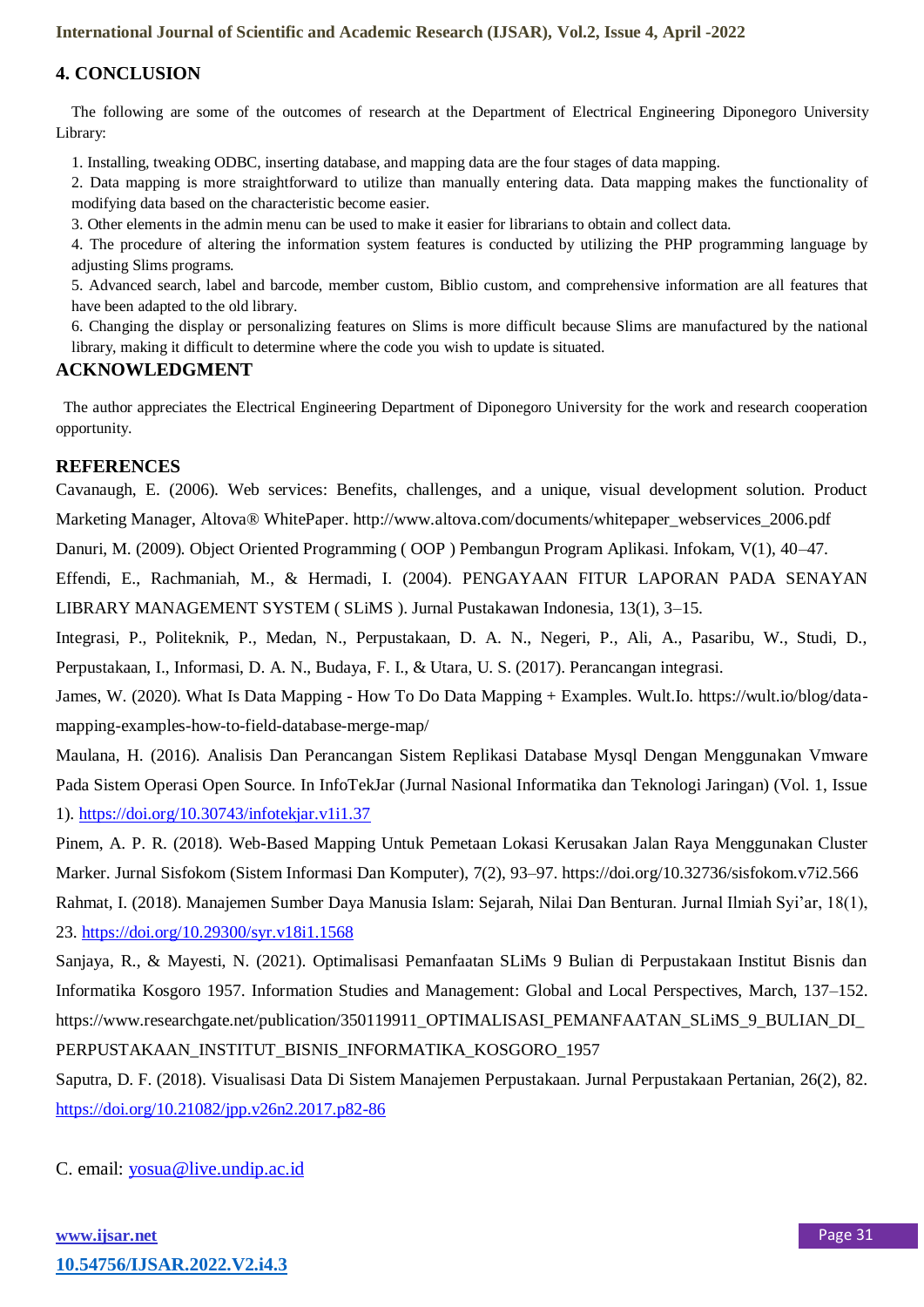## 4. CONCLUSION

The following are some of the outcomes of research at the Department of Electrical Engineering Diponegoro University Library:

1. Installing, tweaking ODBC, inserting database, and mapping data are the four stages of data mapping.
2. Data mapping is more straightforward to utilize than manually entering data. Data mapping makes the functionality of modifying data based on the characteristic become easier.
3. Other elements in the admin menu can be used to make it easier for librarians to obtain and collect data.
4. The procedure of altering the information system features is conducted by utilizing the PHP programming language by adjusting Slims programs.
5. Advanced search, label and barcode, member custom, Biblio custom, and comprehensive information are all features that have been adapted to the old library.
6. Changing the display or personalizing features on Slims is more difficult because Slims are manufactured by the national library, making it difficult to determine where the code you wish to update is situated.

## ACKNOWLEDGMENT

The author appreciates the Electrical Engineering Department of Diponegoro University for the work and research cooperation opportunity.

## REFERENCES

Cavanaugh, E. (2006). Web services: Benefits, challenges, and a unique, visual development solution. Product Marketing Manager, Altova® WhitePaper. http://www.altova.com/documents/whitepaper_webservices_2006.pdf

Danuri, M. (2009). Object Oriented Programming ( OOP ) Pembangun Program Aplikasi. Infokam, V(1), 40–47.

Effendi, E., Rachmaniah, M., & Hermadi, I. (2004). PENGAYAAN FITUR LAPORAN PADA SENAYAN LIBRARY MANAGEMENT SYSTEM ( SLiMS ). Jurnal Pustakawan Indonesia, 13(1), 3–15.

Integrasi, P., Politeknik, P., Medan, N., Perpustakaan, D. A. N., Negeri, P., Ali, A., Pasaribu, W., Studi, D., Perpustakaan, I., Informasi, D. A. N., Budaya, F. I., & Utara, U. S. (2017). Perancangan integrasi.

James, W. (2020). What Is Data Mapping - How To Do Data Mapping + Examples. Wult.Io. https://wult.io/blog/data-mapping-examples-how-to-field-database-merge-map/

Maulana, H. (2016). Analisis Dan Perancangan Sistem Replikasi Database Mysql Dengan Menggunakan Vmware Pada Sistem Operasi Open Source. In InfoTekJar (Jurnal Nasional Informatika dan Teknologi Jaringan) (Vol. 1, Issue 1). https://doi.org/10.30743/infotekjar.v1i1.37

Pinem, A. P. R. (2018). Web-Based Mapping Untuk Pemetaan Lokasi Kerusakan Jalan Raya Menggunakan Cluster Marker. Jurnal Sisfokom (Sistem Informasi Dan Komputer), 7(2), 93–97. https://doi.org/10.32736/sisfokom.v7i2.566

Rahmat, I. (2018). Manajemen Sumber Daya Manusia Islam: Sejarah, Nilai Dan Benturan. Jurnal Ilmiah Syi'ar, 18(1), 23. https://doi.org/10.29300/syr.v18i1.1568

Sanjaya, R., & Mayesti, N. (2021). Optimalisasi Pemanfaatan SLiMs 9 Bulian di Perpustakaan Institut Bisnis dan Informatika Kosgoro 1957. Information Studies and Management: Global and Local Perspectives, March, 137–152. https://www.researchgate.net/publication/350119911_OPTIMALISASI_PEMANFAATAN_SLiMS_9_BULIAN_DI_PERPUSTAKAAN_INSTITUT_BISNIS_INFORMATIKA_KOSGORO_1957

Saputra, D. F. (2018). Visualisasi Data Di Sistem Manajemen Perpustakaan. Jurnal Perpustakaan Pertanian, 26(2), 82. https://doi.org/10.21082/jpp.v26n2.2017.p82-86

C. email: yosua@live.undip.ac.id